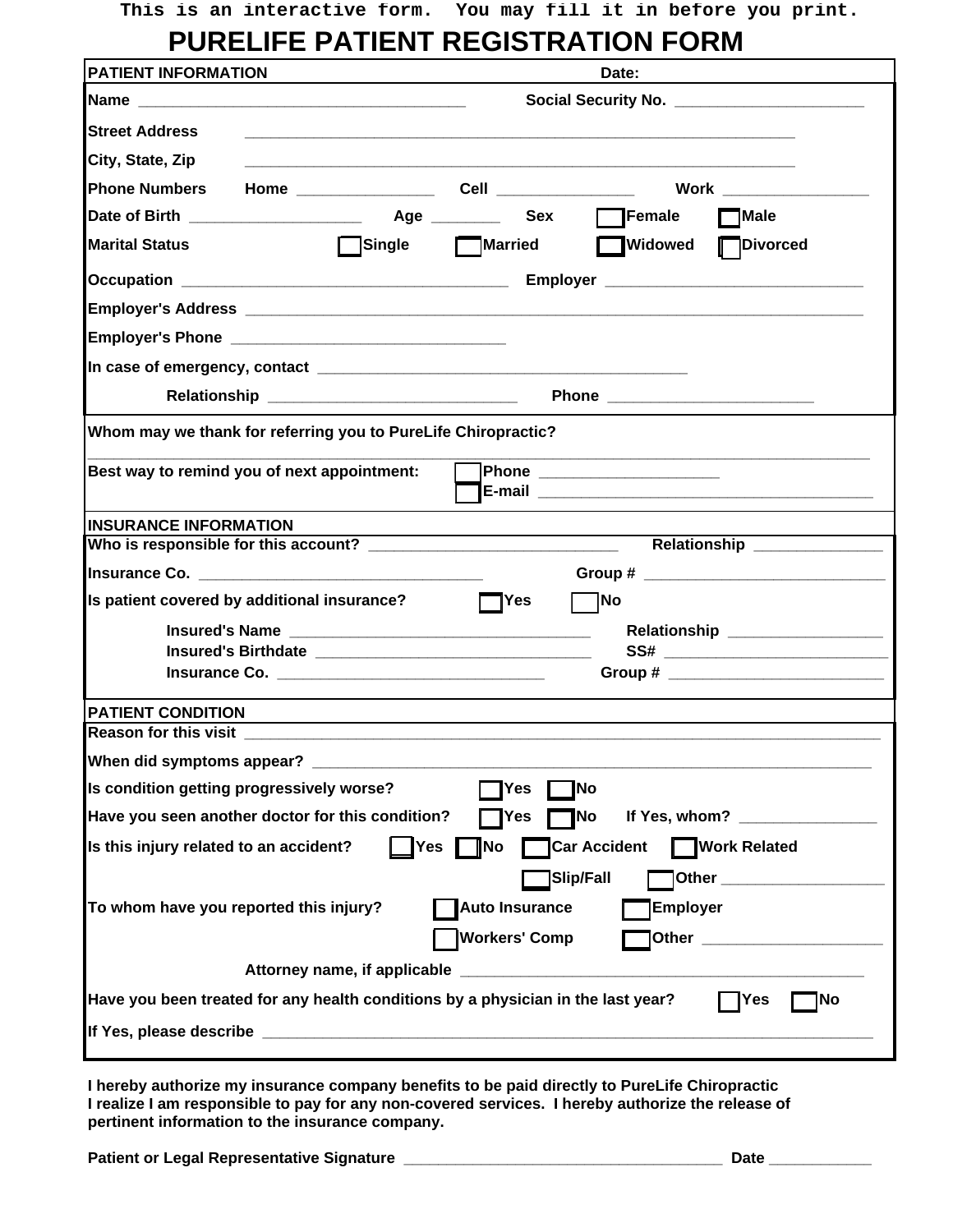This is an interactive form. You may fill it in before you print.

# PURELIFE PATIENT REGISTRATION FORM

## PATIENT INFORMATION

**Date:**

**Name** ______________________________________ **Social Security No.** _____________________

**Street Address** ______________________________________________________________

**City, State, Zip** ______________________________________________________________

**Phone Numbers** **Home** ________________ **Cell** ________________ **Work** ________________

**Date of Birth** ____________________ **Age** ________ **Sex** ☐ **Female** ☐ **Male**

**Marital Status** ☐ **Single** ☐ **Married** ☐ **Widowed** ☐ **Divorced**

**Occupation** ______________________________________ **Employer** ______________________________

**Employer's Address** ________________________________________________________________________

**Employer's Phone** _______________________________

**In case of emergency, contact** ___________________________________________

**Relationship** _____________________________ **Phone** _______________________

**Whom may we thank for referring you to PureLife Chiropractic?**

_____________________________________________________________________________________

**Best way to remind you of next appointment:** ☐ **Phone** ____________________ ☐ **E-mail** ______________________________________

## INSURANCE INFORMATION

**Who is responsible for this account?** _____________________________ **Relationship** _______________

**Insurance Co.** _________________________________ **Group #** ____________________________

**Is patient covered by additional insurance?** ☐ **Yes** ☐ **No**

**Insured's Name** ___________________________________ **Relationship** __________________

**Insured's Birthdate** ________________________________ **SS#** __________________________

**Insurance Co.** _______________________________ **Group #** _________________________

## PATIENT CONDITION

**Reason for this visit** _________________________________________________________________________

**When did symptoms appear?** _____________________________________________________________________

**Is condition getting progressively worse?** ☐ **Yes** ☐ **No**

**Have you seen another doctor for this condition?** ☐ **Yes** ☐ **No** **If Yes, whom?** _______________

**Is this injury related to an accident?** ☐ **Yes** ☐ **No** ☐ **Car Accident** ☐ **Work Related** ☐ **Slip/Fall** ☐ **Other** ___________________

**To whom have you reported this injury?** ☐ **Auto Insurance** ☐ **Employer** ☐ **Workers' Comp** ☐ **Other** ____________________

**Attorney name, if applicable** _____________________________________________

**Have you been treated for any health conditions by a physician in the last year?** ☐ **Yes** ☐ **No**

**If Yes, please describe** _________________________________________________________________________

**I hereby authorize my insurance company benefits to be paid directly to PureLife Chiropractic**
**I realize I am responsible to pay for any non-covered services. I hereby authorize the release of pertinent information to the insurance company.**

**Patient or Legal Representative Signature** _____________________________________ **Date** ____________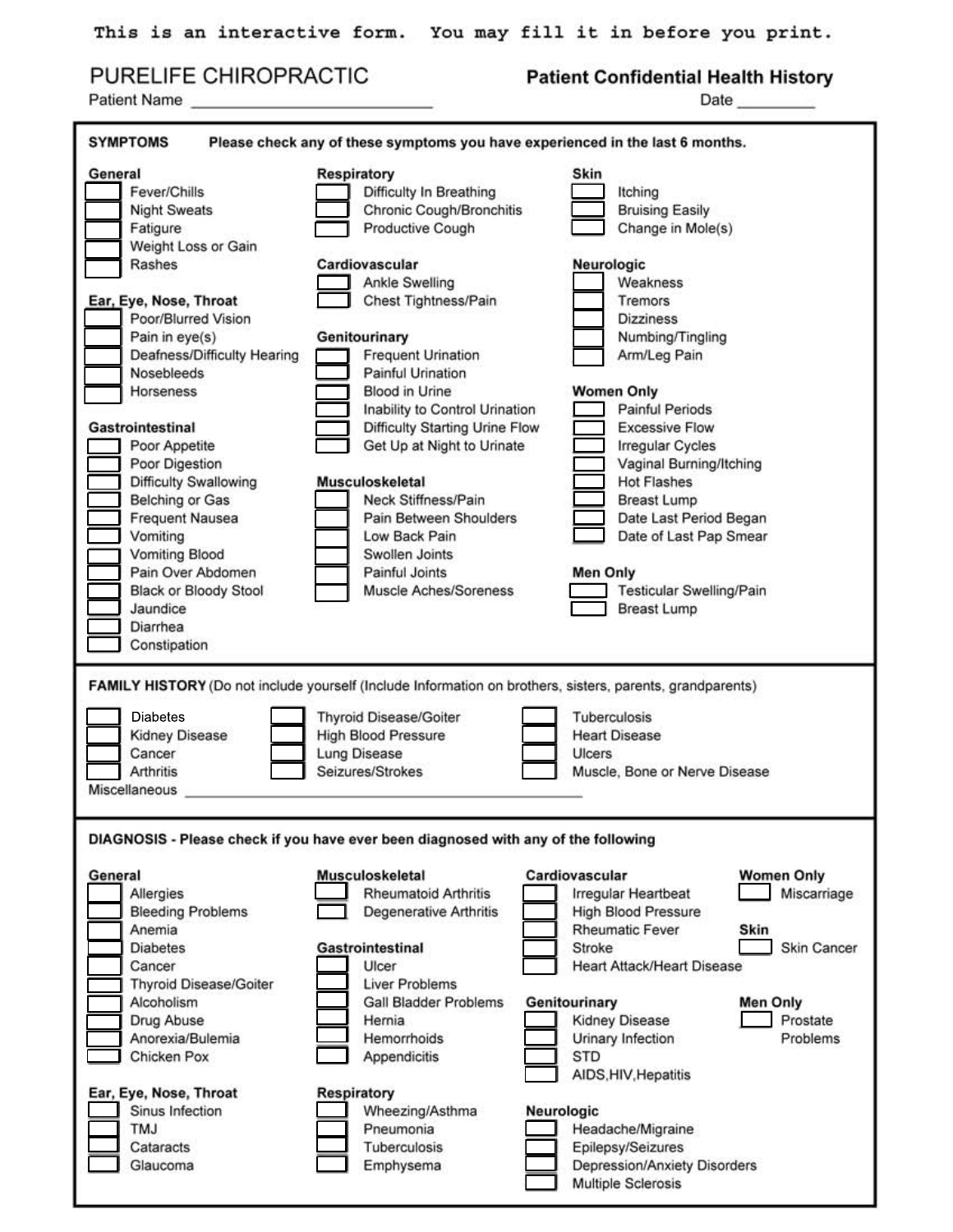This is an interactive form. You may fill it in before you print.

# PURELIFE CHIROPRACTIC

## Patient Confidential Health History

Patient Name ___________________________ Date _________

## SYMPTOMS

Please check any of these symptoms you have experienced in the last 6 months.

### General
- [ ] Fever/Chills
- [ ] Night Sweats
- [ ] Fatigue
- [ ] Weight Loss or Gain
- [ ] Rashes

### Ear, Eye, Nose, Throat
- [ ] Poor/Blurred Vision
- [ ] Pain in eye(s)
- [ ] Deafness/Difficulty Hearing
- [ ] Nosebleeds
- [ ] Horseness

### Gastrointestinal
- [ ] Poor Appetite
- [ ] Poor Digestion
- [ ] Difficulty Swallowing
- [ ] Belching or Gas
- [ ] Frequent Nausea
- [ ] Vomiting
- [ ] Vomiting Blood
- [ ] Pain Over Abdomen
- [ ] Black or Bloody Stool
- [ ] Jaundice
- [ ] Diarrhea
- [ ] Constipation

### Respiratory
- [ ] Difficulty In Breathing
- [ ] Chronic Cough/Bronchitis
- [ ] Productive Cough

### Cardiovascular
- [ ] Ankle Swelling
- [ ] Chest Tightness/Pain

### Genitourinary
- [ ] Frequent Urination
- [ ] Painful Urination
- [ ] Blood in Urine
- [ ] Inability to Control Urination
- [ ] Difficulty Starting Urine Flow
- [ ] Get Up at Night to Urinate

### Musculoskeletal
- [ ] Neck Stiffness/Pain
- [ ] Pain Between Shoulders
- [ ] Low Back Pain
- [ ] Swollen Joints
- [ ] Painful Joints
- [ ] Muscle Aches/Soreness

### Skin
- [ ] Itching
- [ ] Bruising Easily
- [ ] Change in Mole(s)

### Neurologic
- [ ] Weakness
- [ ] Tremors
- [ ] Dizziness
- [ ] Numbing/Tingling
- [ ] Arm/Leg Pain

### Women Only
- [ ] Painful Periods
- [ ] Excessive Flow
- [ ] Irregular Cycles
- [ ] Vaginal Burning/Itching
- [ ] Hot Flashes
- [ ] Breast Lump
- [ ] Date Last Period Began
- [ ] Date of Last Pap Smear

### Men Only
- [ ] Testicular Swelling/Pain
- [ ] Breast Lump

## FAMILY HISTORY

(Do not include yourself (Include Information on brothers, sisters, parents, grandparents)

- [ ] Diabetes
- [ ] Kidney Disease
- [ ] Cancer
- [ ] Arthritis
- [ ] Thyroid Disease/Goiter
- [ ] High Blood Pressure
- [ ] Lung Disease
- [ ] Seizures/Strokes
- [ ] Tuberculosis
- [ ] Heart Disease
- [ ] Ulcers
- [ ] Muscle, Bone or Nerve Disease

Miscellaneous ______________________________________________

## DIAGNOSIS

Please check if you have ever been diagnosed with any of the following

### General
- [ ] Allergies
- [ ] Bleeding Problems
- [ ] Anemia
- [ ] Diabetes
- [ ] Cancer
- [ ] Thyroid Disease/Goiter
- [ ] Alcoholism
- [ ] Drug Abuse
- [ ] Anorexia/Bulemia
- [ ] Chicken Pox

### Ear, Eye, Nose, Throat
- [ ] Sinus Infection
- [ ] TMJ
- [ ] Cataracts
- [ ] Glaucoma

### Musculoskeletal
- [ ] Rheumatoid Arthritis
- [ ] Degenerative Arthritis

### Gastrointestinal
- [ ] Ulcer
- [ ] Liver Problems
- [ ] Gall Bladder Problems
- [ ] Hernia
- [ ] Hemorrhoids
- [ ] Appendicitis

### Respiratory
- [ ] Wheezing/Asthma
- [ ] Pneumonia
- [ ] Tuberculosis
- [ ] Emphysema

### Cardiovascular
- [ ] Irregular Heartbeat
- [ ] High Blood Pressure
- [ ] Rheumatic Fever
- [ ] Stroke
- [ ] Heart Attack/Heart Disease

### Genitourinary
- [ ] Kidney Disease
- [ ] Urinary Infection
- [ ] STD
- [ ] AIDS,HIV,Hepatitis

### Neurologic
- [ ] Headache/Migraine
- [ ] Epilepsy/Seizures
- [ ] Depression/Anxiety Disorders
- [ ] Multiple Sclerosis

### Women Only
- [ ] Miscarriage

### Skin
- [ ] Skin Cancer

### Men Only
- [ ] Prostate Problems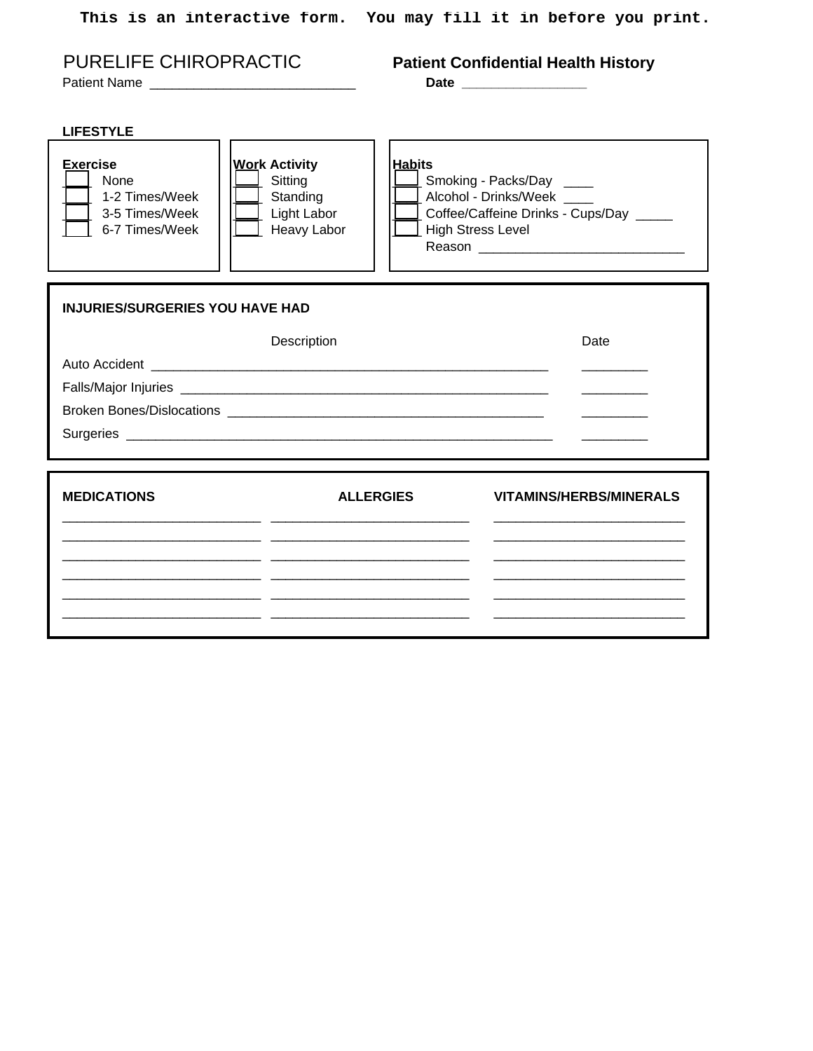This is an interactive form. You may fill it in before you print.

# PURELIFE CHIROPRACTIC

## Patient Confidential Health History

Patient Name ___________________________

**Date** ________________

**LIFESTYLE**

**Exercise**
- [ ] None
- [ ] 1-2 Times/Week
- [ ] 3-5 Times/Week
- [ ] 6-7 Times/Week

**Work Activity**
- [ ] Sitting
- [ ] Standing
- [ ] Light Labor
- [ ] Heavy Labor

**Habits**
- [ ] Smoking - Packs/Day ____
- [ ] Alcohol - Drinks/Week ____
- [ ] Coffee/Caffeine Drinks - Cups/Day _____
- [ ] High Stress Level

Reason ___________________________

**INJURIES/SURGERIES YOU HAVE HAD**

| | Description | Date |
|---|---|---|
| Auto Accident | ____________________________________________________ | _________ |
| Falls/Major Injuries | ________________________________________________ | _________ |
| Broken Bones/Dislocations | ___________________________________________ | _________ |
| Surgeries | ________________________________________________________ | _________ |

| MEDICATIONS | ALLERGIES | VITAMINS/HERBS/MINERALS |
|---|---|---|
| __________________________ | __________________________ | _________________________ |
| __________________________ | __________________________ | _________________________ |
| __________________________ | __________________________ | _________________________ |
| __________________________ | __________________________ | _________________________ |
| __________________________ | __________________________ | _________________________ |
| __________________________ | __________________________ | _________________________ |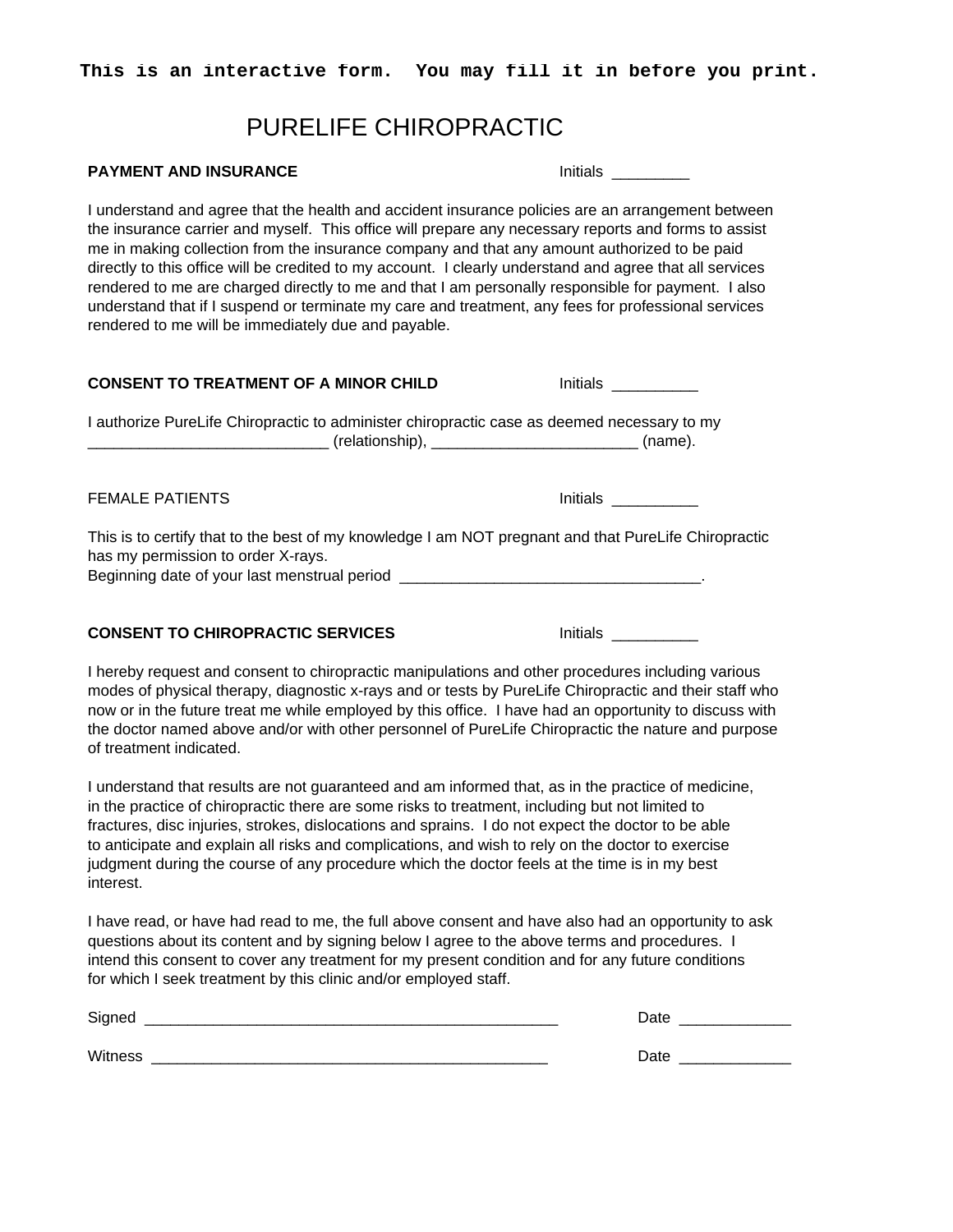**This is an interactive form. You may fill it in before you print.**

# PURELIFE CHIROPRACTIC

**PAYMENT AND INSURANCE** Initials _________

I understand and agree that the health and accident insurance policies are an arrangement between the insurance carrier and myself. This office will prepare any necessary reports and forms to assist me in making collection from the insurance company and that any amount authorized to be paid directly to this office will be credited to my account. I clearly understand and agree that all services rendered to me are charged directly to me and that I am personally responsible for payment. I also understand that if I suspend or terminate my care and treatment, any fees for professional services rendered to me will be immediately due and payable.

**CONSENT TO TREATMENT OF A MINOR CHILD** Initials __________

I authorize PureLife Chiropractic to administer chiropractic case as deemed necessary to my ____________________________ (relationship), ________________________ (name).

FEMALE PATIENTS Initials __________

This is to certify that to the best of my knowledge I am NOT pregnant and that PureLife Chiropractic has my permission to order X-rays.
Beginning date of your last menstrual period ___________________________________.

**CONSENT TO CHIROPRACTIC SERVICES** Initials __________

I hereby request and consent to chiropractic manipulations and other procedures including various modes of physical therapy, diagnostic x-rays and or tests by PureLife Chiropractic and their staff who now or in the future treat me while employed by this office. I have had an opportunity to discuss with the doctor named above and/or with other personnel of PureLife Chiropractic the nature and purpose of treatment indicated.

I understand that results are not guaranteed and am informed that, as in the practice of medicine, in the practice of chiropractic there are some risks to treatment, including but not limited to fractures, disc injuries, strokes, dislocations and sprains. I do not expect the doctor to be able to anticipate and explain all risks and complications, and wish to rely on the doctor to exercise judgment during the course of any procedure which the doctor feels at the time is in my best interest.

I have read, or have had read to me, the full above consent and have also had an opportunity to ask questions about its content and by signing below I agree to the above terms and procedures. I intend this consent to cover any treatment for my present condition and for any future conditions for which I seek treatment by this clinic and/or employed staff.

Signed __________________________________________________ Date _____________

Witness ________________________________________________ Date _____________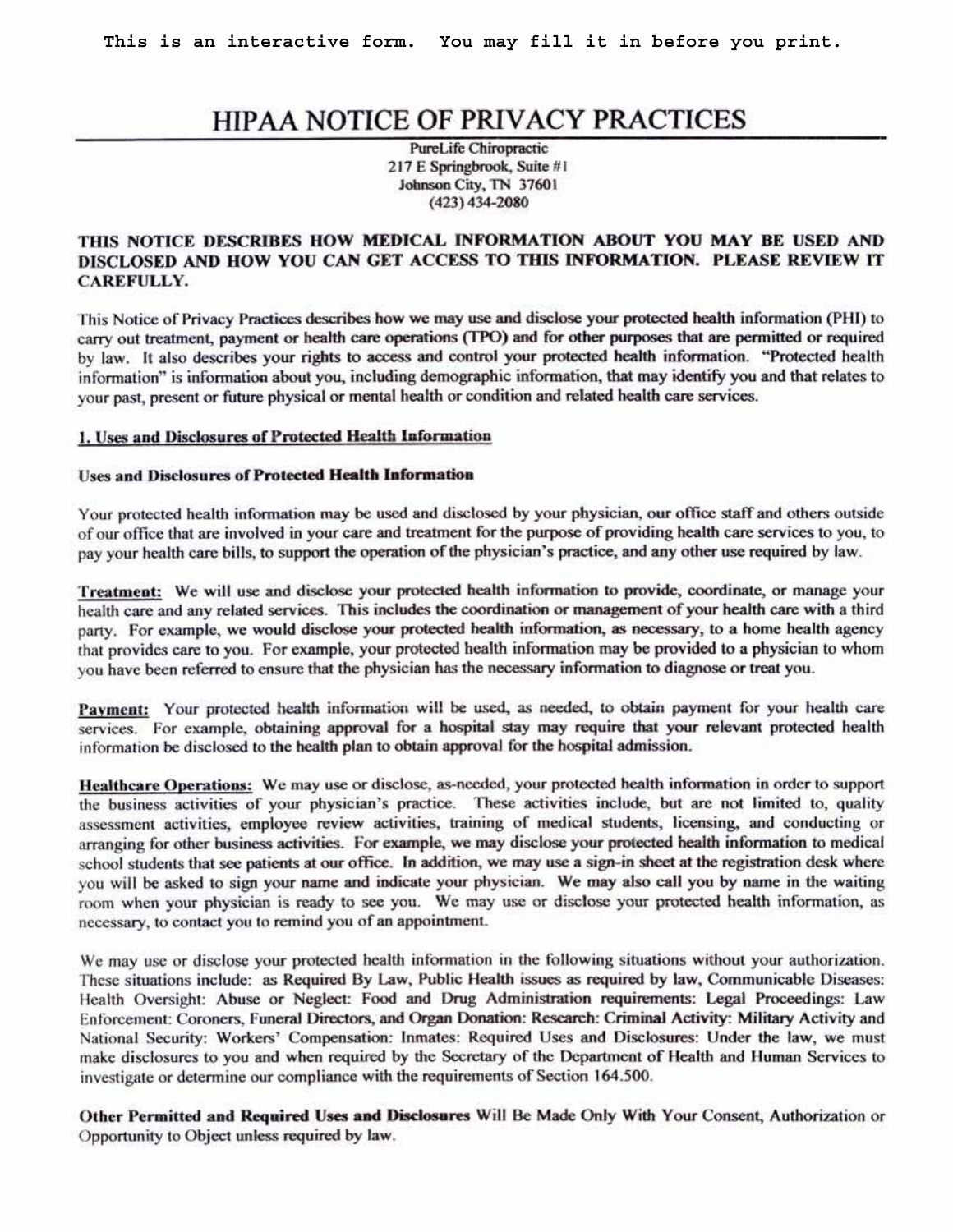This is an interactive form. You may fill it in before you print.

# HIPAA NOTICE OF PRIVACY PRACTICES

PureLife Chiropractic
217 E Springbrook, Suite #1
Johnson City, TN 37601
(423) 434-2080

**THIS NOTICE DESCRIBES HOW MEDICAL INFORMATION ABOUT YOU MAY BE USED AND DISCLOSED AND HOW YOU CAN GET ACCESS TO THIS INFORMATION. PLEASE REVIEW IT CAREFULLY.**

This Notice of Privacy Practices describes how we may use and disclose your protected health information (PHI) to carry out treatment, payment or health care operations (TPO) and for other purposes that are permitted or required by law. It also describes your rights to access and control your protected health information. "Protected health information" is information about you, including demographic information, that may identify you and that relates to your past, present or future physical or mental health or condition and related health care services.

## 1. Uses and Disclosures of Protected Health Information

### Uses and Disclosures of Protected Health Information

Your protected health information may be used and disclosed by your physician, our office staff and others outside of our office that are involved in your care and treatment for the purpose of providing health care services to you, to pay your health care bills, to support the operation of the physician's practice, and any other use required by law.

**Treatment:** We will use and disclose your protected health information to provide, coordinate, or manage your health care and any related services. This includes the coordination or management of your health care with a third party. For example, we would disclose your protected health information, as necessary, to a home health agency that provides care to you. For example, your protected health information may be provided to a physician to whom you have been referred to ensure that the physician has the necessary information to diagnose or treat you.

**Payment:** Your protected health information will be used, as needed, to obtain payment for your health care services. For example, obtaining approval for a hospital stay may require that your relevant protected health information be disclosed to the health plan to obtain approval for the hospital admission.

**Healthcare Operations:** We may use or disclose, as-needed, your protected health information in order to support the business activities of your physician's practice. These activities include, but are not limited to, quality assessment activities, employee review activities, training of medical students, licensing, and conducting or arranging for other business activities. For example, we may disclose your protected health information to medical school students that see patients at our office. In addition, we may use a sign-in sheet at the registration desk where you will be asked to sign your name and indicate your physician. We may also call you by name in the waiting room when your physician is ready to see you. We may use or disclose your protected health information, as necessary, to contact you to remind you of an appointment.

We may use or disclose your protected health information in the following situations without your authorization. These situations include: as Required By Law, Public Health issues as required by law, Communicable Diseases: Health Oversight: Abuse or Neglect: Food and Drug Administration requirements: Legal Proceedings: Law Enforcement: Coroners, Funeral Directors, and Organ Donation: Research: Criminal Activity: Military Activity and National Security: Workers' Compensation: Inmates: Required Uses and Disclosures: Under the law, we must make disclosures to you and when required by the Secretary of the Department of Health and Human Services to investigate or determine our compliance with the requirements of Section 164.500.

**Other Permitted and Required Uses and Disclosures** Will Be Made Only With Your Consent, Authorization or Opportunity to Object unless required by law.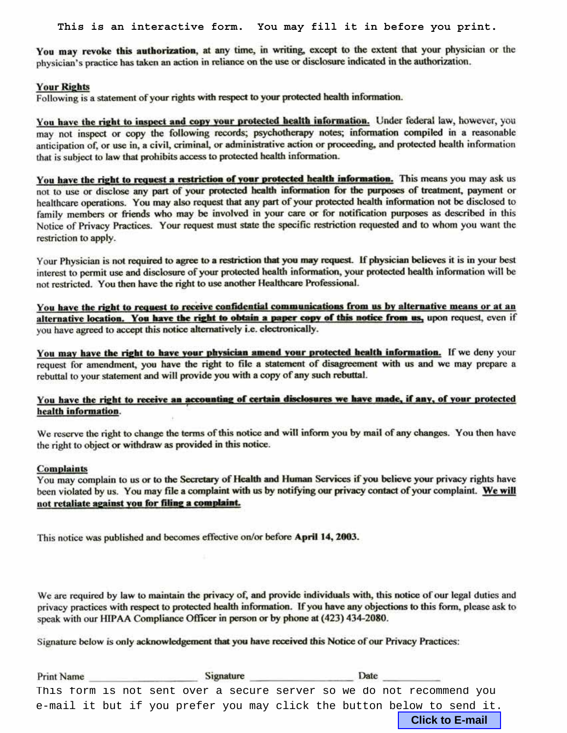This is an interactive form. You may fill it in before you print.

**You may revoke this authorization**, at any time, in writing, except to the extent that your physician or the physician's practice has taken an action in reliance on the use or disclosure indicated in the authorization.

**Your Rights**

Following is a statement of your rights with respect to your protected health information.

**You have the right to inspect and copy your protected health information.** Under federal law, however, you may not inspect or copy the following records; psychotherapy notes; information compiled in a reasonable anticipation of, or use in, a civil, criminal, or administrative action or proceeding, and protected health information that is subject to law that prohibits access to protected health information.

**You have the right to request a restriction of your protected health information.** This means you may ask us not to use or disclose any part of your protected health information for the purposes of treatment, payment or healthcare operations. You may also request that any part of your protected health information not be disclosed to family members or friends who may be involved in your care or for notification purposes as described in this Notice of Privacy Practices. Your request must state the specific restriction requested and to whom you want the restriction to apply.

Your Physician is not required to agree to a restriction that you may request. If physician believes it is in your best interest to permit use and disclosure of your protected health information, your protected health information will be not restricted. You then have the right to use another Healthcare Professional.

**You have the right to request to receive confidential communications from us by alternative means or at an alternative location. You have the right to obtain a paper copy of this notice from us,** upon request, even if you have agreed to accept this notice alternatively i.e. electronically.

**You may have the right to have your physician amend your protected health information.** If we deny your request for amendment, you have the right to file a statement of disagreement with us and we may prepare a rebuttal to your statement and will provide you with a copy of any such rebuttal.

**You have the right to receive an accounting of certain disclosures we have made, if any, of your protected health information.**

We reserve the right to change the terms of this notice and will inform you by mail of any changes. You then have the right to object or withdraw as provided in this notice.

**Complaints**

You may complain to us or to the Secretary of Health and Human Services if you believe your privacy rights have been violated by us. You may file a complaint with us by notifying our privacy contact of your complaint. **We will not retaliate against you for filing a complaint.**

This notice was published and becomes effective on/or before **April 14, 2003.**

We are required by law to maintain the privacy of, and provide individuals with, this notice of our legal duties and privacy practices with respect to protected health information. If you have any objections to this form, please ask to speak with our HIPAA Compliance Officer in person or by phone at (423) 434-2080.

Signature below is only acknowledgement that you have received this Notice of our Privacy Practices:

Print Name ____________________ Signature ____________________ Date ___________

This form is not sent over a secure server so we do not recommend you e-mail it but if you prefer you may click the button below to send it.

Click to E-mail